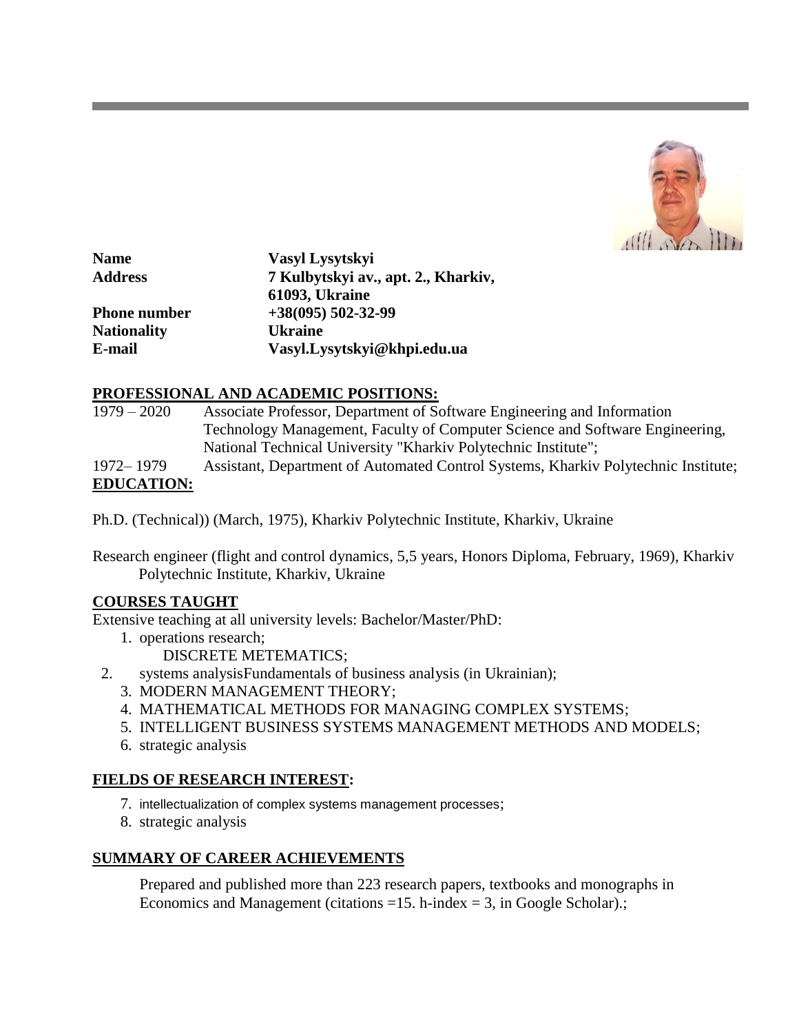| | |
|---|---|
| **Name** | **Vasyl Lysytskyi** |
| **Address** | **7 Kulbytskyi av., apt. 2., Kharkiv, 61093, Ukraine** |
| **Phone number** | **+38(095) 502-32-99** |
| **Nationality** | **Ukraine** |
| **E-mail** | **Vasyl.Lysytskyi@khpi.edu.ua** |

## PROFESSIONAL AND ACADEMIC POSITIONS:

| | |
|---|---|
| 1979 – 2020 | Associate Professor, Department of Software Engineering and Information Technology Management, Faculty of Computer Science and Software Engineering, National Technical University "Kharkiv Polytechnic Institute"; |
| 1972– 1979 | Assistant, Department of Automated Control Systems, Kharkiv Polytechnic Institute; |

## EDUCATION:

Ph.D. (Technical)) (March, 1975), Kharkiv Polytechnic Institute, Kharkiv, Ukraine

Research engineer (flight and control dynamics, 5,5 years, Honors Diploma, February, 1969), Kharkiv Polytechnic Institute, Kharkiv, Ukraine

## COURSES TAUGHT

Extensive teaching at all university levels: Bachelor/Master/PhD:

1. operations research;
   DISCRETE METEMATICS;
2. systems analysisFundamentals of business analysis (in Ukrainian);
3. MODERN MANAGEMENT THEORY;
4. MATHEMATICAL METHODS FOR MANAGING COMPLEX SYSTEMS;
5. INTELLIGENT BUSINESS SYSTEMS MANAGEMENT METHODS AND MODELS;
6. strategic analysis

## FIELDS OF RESEARCH INTEREST:

7. intellectualization of complex systems management processes;
8. strategic analysis

## SUMMARY OF CAREER ACHIEVEMENTS

Prepared and published more than 223 research papers, textbooks and monographs in Economics and Management (citations =15. h-index = 3, in Google Scholar).;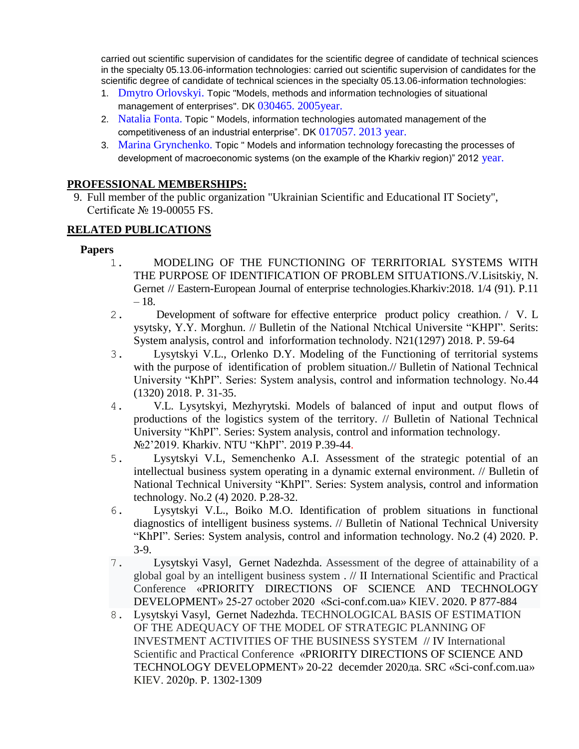carried out scientific supervision of candidates for the scientific degree of candidate of technical sciences in the specialty 05.13.06-information technologies: carried out scientific supervision of candidates for the scientific degree of candidate of technical sciences in the specialty 05.13.06-information technologies:

1. Dmytro Orlovskyi. Topic "Models, methods and information technologies of situational management of enterprises". DK 030465. 2005year.
2. Natalia Fonta. Topic " Models, information technologies automated management of the competitiveness of an industrial enterprise". DK 017057. 2013 year.
3. Marina Grynchenko. Topic " Models and information technology forecasting the processes of development of macroeconomic systems (on the example of the Kharkiv region)" 2012 year.

## PROFESSIONAL MEMBERSHIPS:

9. Full member of the public organization "Ukrainian Scientific and Educational IT Society", Certificate № 19-00055 FS.

## RELATED PUBLICATIONS

**Papers**

1. MODELING OF THE FUNCTIONING OF TERRITORIAL SYSTEMS WITH THE PURPOSE OF IDENTIFICATION OF PROBLEM SITUATIONS./V.Lisitskiy, N. Gernet // Eastern-European Journal of enterprise technologies.Kharkiv:2018. 1/4 (91). P.11 – 18.
2. Development of software for effective enterprise product policy creathion. / V. L ysytsky, Y.Y. Morghun. // Bulletin of the National Ntchical Universite "KHPI". Serits: System analysis, control and inforformation technolody. N21(1297) 2018. P. 59-64
3. Lysytskyi V.L., Orlenko D.Y. Modeling of the Functioning of territorial systems with the purpose of identification of problem situation.// Bulletin of National Technical University "KhPI". Series: System analysis, control and information technology. No.44 (1320) 2018. P. 31-35.
4. V.L. Lysytskyi, Mezhyrytski. Models of balanced of input and output flows of productions of the logistics system of the territory. // Bulletin of National Technical University "KhPI". Series: System analysis, control and information technology. №2'2019. Kharkiv. NTU "KhPI". 2019 P.39-44.
5. Lysytskyi V.L, Semenchenko A.I. Assessment of the strategic potential of an intellectual business system operating in a dynamic external environment. // Bulletin of National Technical University "KhPI". Series: System analysis, control and information technology. No.2 (4) 2020. P.28-32.
6. Lysytskyi V.L., Boiko M.O. Identification of problem situations in functional diagnostics of intelligent business systems. // Bulletin of National Technical University "KhPI". Series: System analysis, control and information technology. No.2 (4) 2020. P. 3-9.
7. Lysytskyi Vasyl, Gernet Nadezhda. Assessment of the degree of attainability of a global goal by an intelligent business system . // II International Scientific and Practical Conference «PRIORITY DIRECTIONS OF SCIENCE AND TECHNOLOGY DEVELOPMENT» 25-27 october 2020 «Sci-conf.com.ua» KIEV. 2020. P 877-884
8. Lysytskyi Vasyl, Gernet Nadezhda. TECHNOLOGICAL BASIS OF ESTIMATION OF THE ADEQUACY OF THE MODEL OF STRATEGIC PLANNING OF INVESTMENT ACTIVITIES OF THE BUSINESS SYSTEM // IV International Scientific and Practical Conference «PRIORITY DIRECTIONS OF SCIENCE AND TECHNOLOGY DEVELOPMENT» 20-22 decemder 2020да. SRC «Sci-conf.com.ua» KIEV. 2020р. P. 1302-1309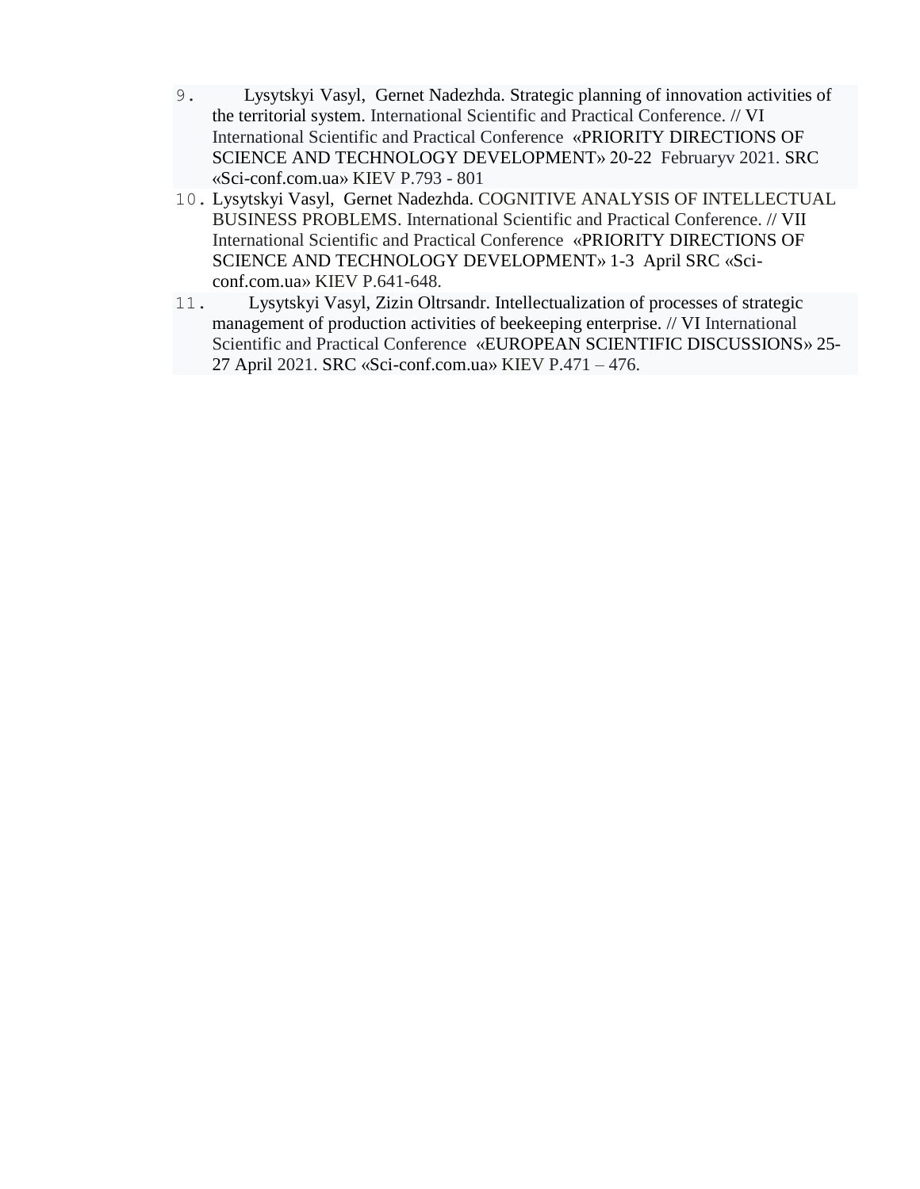9. Lysytskyi Vasyl, Gernet Nadezhda. Strategic planning of innovation activities of the territorial system. International Scientific and Practical Conference. // VI International Scientific and Practical Conference «PRIORITY DIRECTIONS OF SCIENCE AND TECHNOLOGY DEVELOPMENT» 20-22 Februaryv 2021. SRC «Sci-conf.com.ua» KIEV P.793 - 801
10. Lysytskyi Vasyl, Gernet Nadezhda. COGNITIVE ANALYSIS OF INTELLECTUAL BUSINESS PROBLEMS. International Scientific and Practical Conference. // VII International Scientific and Practical Conference «PRIORITY DIRECTIONS OF SCIENCE AND TECHNOLOGY DEVELOPMENT» 1-3 April SRC «Sci-conf.com.ua» KIEV P.641-648.
11. Lysytskyi Vasyl, Zizin Oltrsandr. Intellectualization of processes of strategic management of production activities of beekeeping enterprise. // VI International Scientific and Practical Conference «EUROPEAN SCIENTIFIC DISCUSSIONS» 25-27 April 2021. SRC «Sci-conf.com.ua» KIEV P.471 – 476.